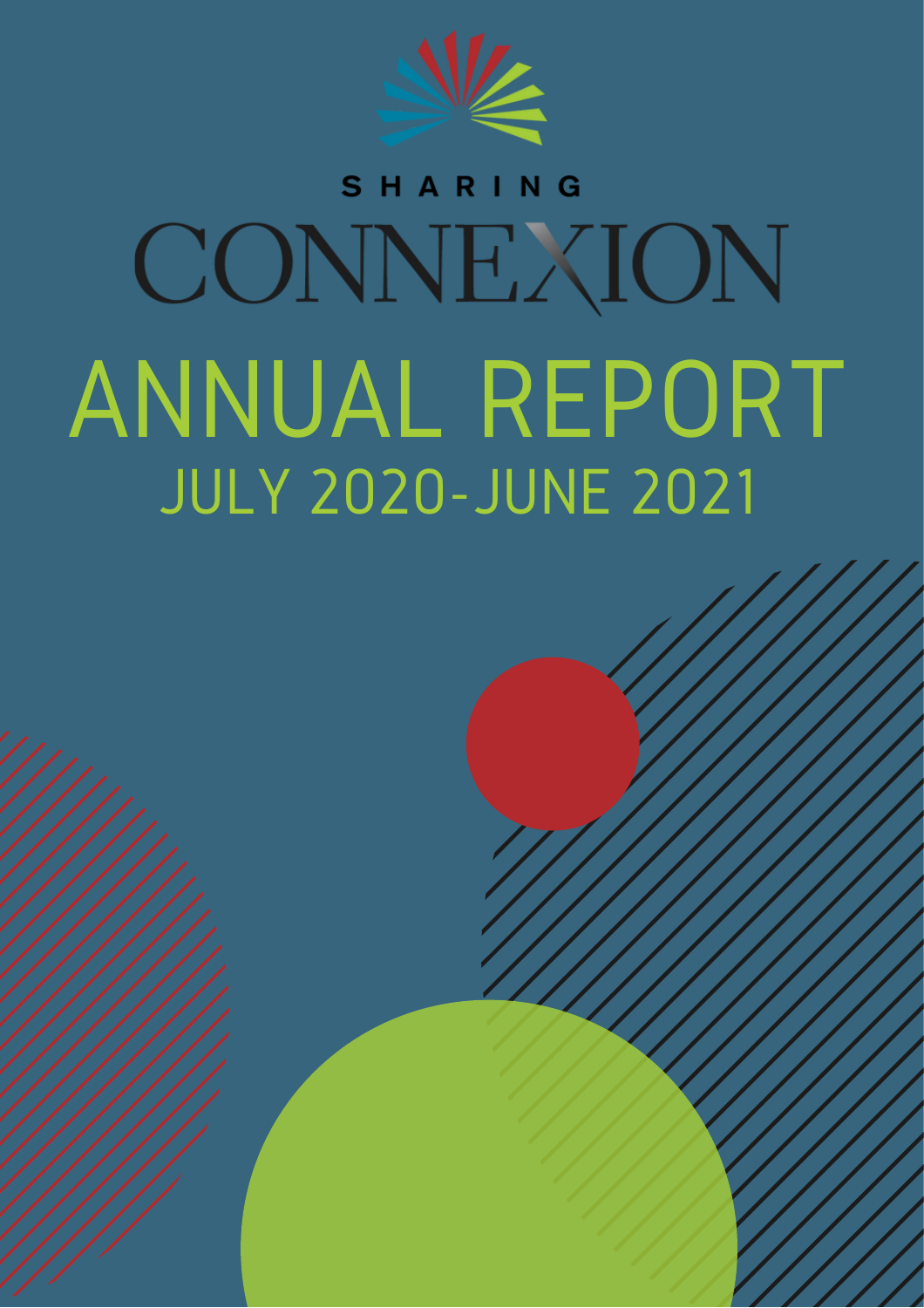SHARING

CONNEXION

# ANNUAL REPORT

## JULY 2020-JUNE 2021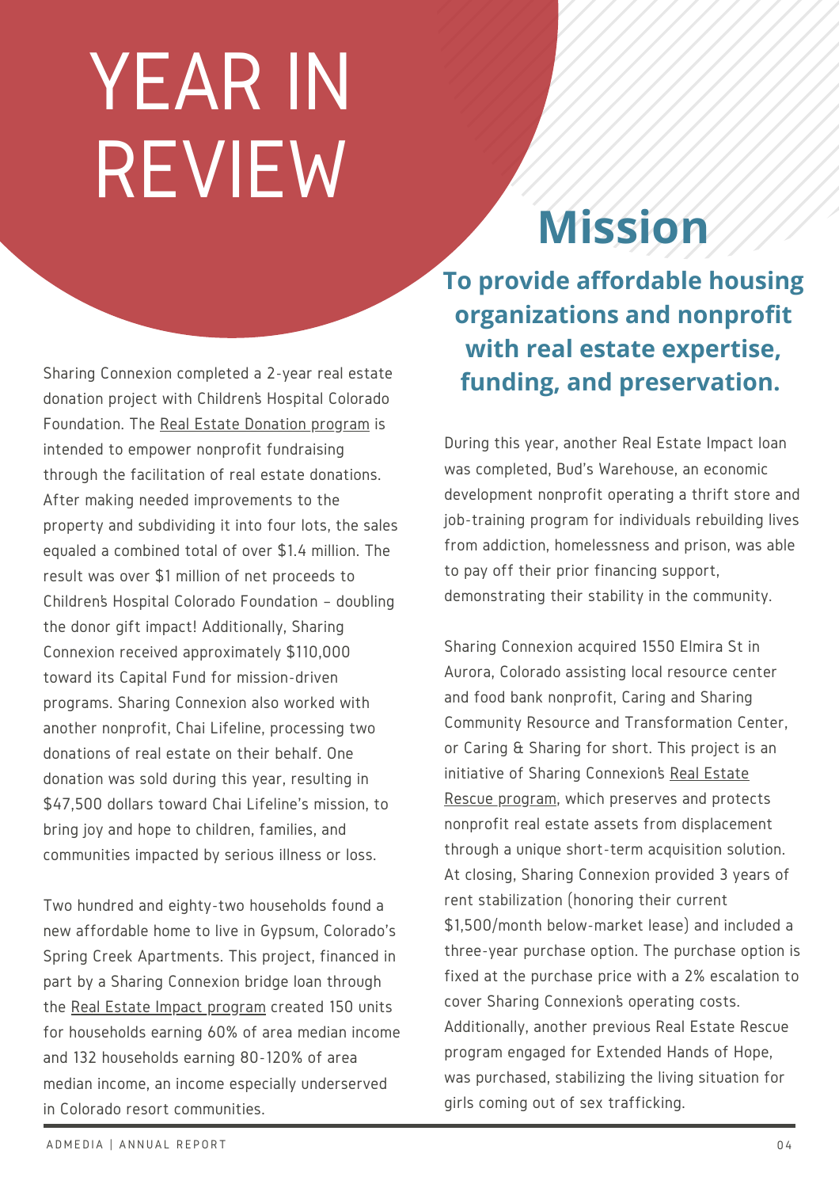# YEAR IN REVIEW

Sharing Connexion completed a 2-year real estate donation project with Children's Hospital Colorado Foundation. The Real Estate Donation program is intended to empower nonprofit fundraising through the facilitation of real estate donations. After making needed improvements to the property and subdividing it into four lots, the sales equaled a combined total of over $1.4 million. The result was over $1 million of net proceeds to Children's Hospital Colorado Foundation – doubling the donor gift impact! Additionally, Sharing Connexion received approximately $110,000 toward its Capital Fund for mission-driven programs. Sharing Connexion also worked with another nonprofit, Chai Lifeline, processing two donations of real estate on their behalf. One donation was sold during this year, resulting in $47,500 dollars toward Chai Lifeline's mission, to bring joy and hope to children, families, and communities impacted by serious illness or loss.

Two hundred and eighty-two households found a new affordable home to live in Gypsum, Colorado's Spring Creek Apartments. This project, financed in part by a Sharing Connexion bridge loan through the Real Estate Impact program created 150 units for households earning 60% of area median income and 132 households earning 80-120% of area median income, an income especially underserved in Colorado resort communities.

## Mission

**To provide affordable housing organizations and nonprofit with real estate expertise, funding, and preservation.**

During this year, another Real Estate Impact loan was completed, Bud's Warehouse, an economic development nonprofit operating a thrift store and job-training program for individuals rebuilding lives from addiction, homelessness and prison, was able to pay off their prior financing support, demonstrating their stability in the community.

Sharing Connexion acquired 1550 Elmira St in Aurora, Colorado assisting local resource center and food bank nonprofit, Caring and Sharing Community Resource and Transformation Center, or Caring & Sharing for short. This project is an initiative of Sharing Connexion's Real Estate Rescue program, which preserves and protects nonprofit real estate assets from displacement through a unique short-term acquisition solution. At closing, Sharing Connexion provided 3 years of rent stabilization (honoring their current $1,500/month below-market lease) and included a three-year purchase option. The purchase option is fixed at the purchase price with a 2% escalation to cover Sharing Connexion's operating costs. Additionally, another previous Real Estate Rescue program engaged for Extended Hands of Hope, was purchased, stabilizing the living situation for girls coming out of sex trafficking.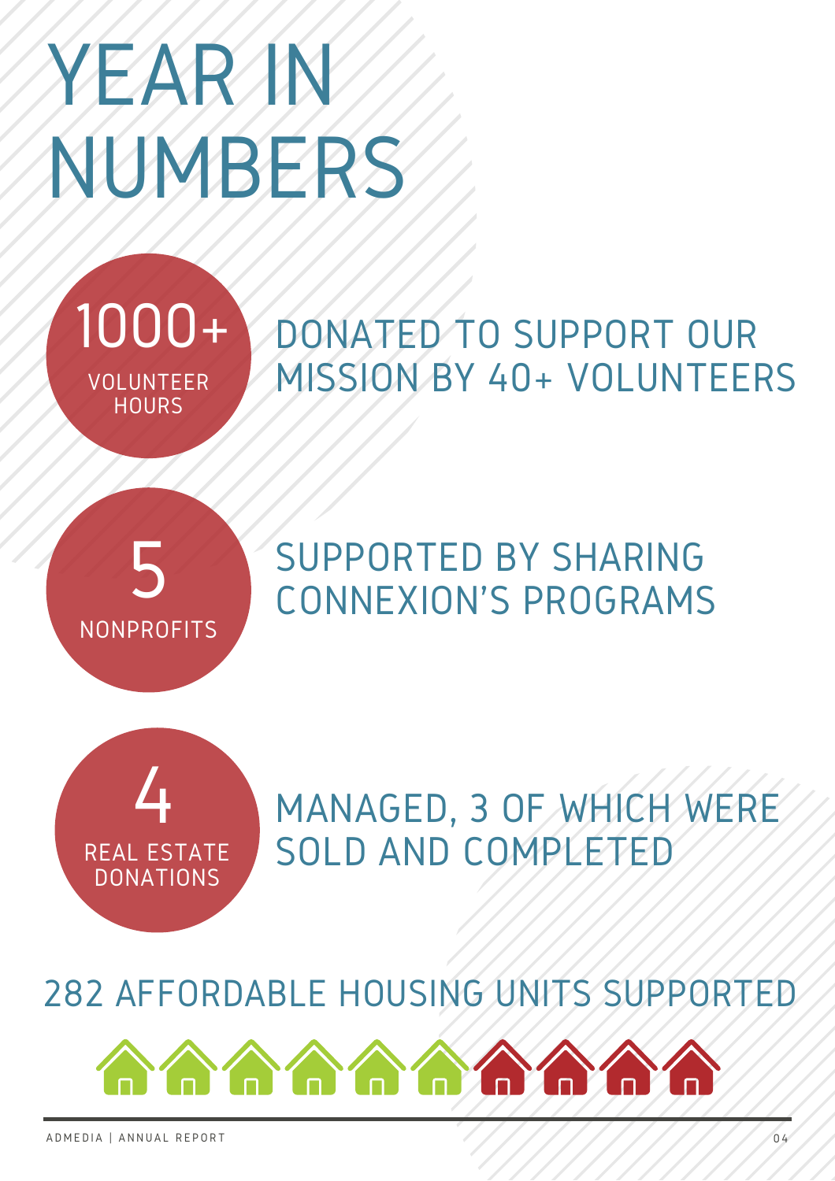# YEAR IN NUMBERS

**1000+** VOLUNTEER HOURS

DONATED TO SUPPORT OUR MISSION BY 40+ VOLUNTEERS

**5** NONPROFITS

SUPPORTED BY SHARING CONNEXION'S PROGRAMS

**4** REAL ESTATE DONATIONS

MANAGED, 3 OF WHICH WERE SOLD AND COMPLETED

282 AFFORDABLE HOUSING UNITS SUPPORTED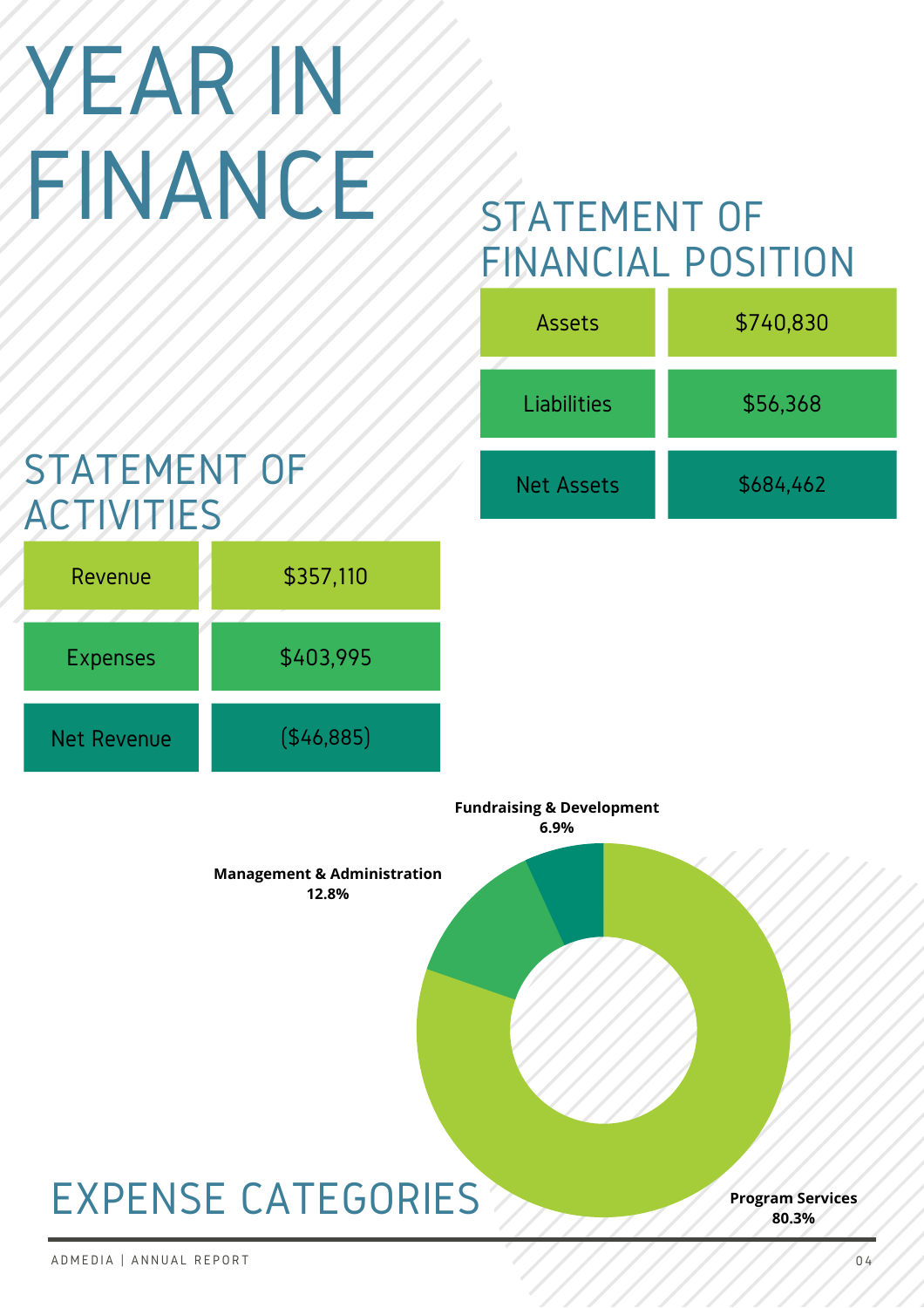# YEAR IN FINANCE

## STATEMENT OF FINANCIAL POSITION

| | |
|---|---|
| Assets | $740,830 |
| Liabilities | $56,368 |
| Net Assets | $684,462 |

## STATEMENT OF ACTIVITIES

| | |
|---|---|
| Revenue | $357,110 |
| Expenses | $403,995 |
| Net Revenue | ($46,885) |

**Fundraising & Development**
**6.9%**

**Management & Administration**
**12.8%**

**Program Services**
**80.3%**

## EXPENSE CATEGORIES